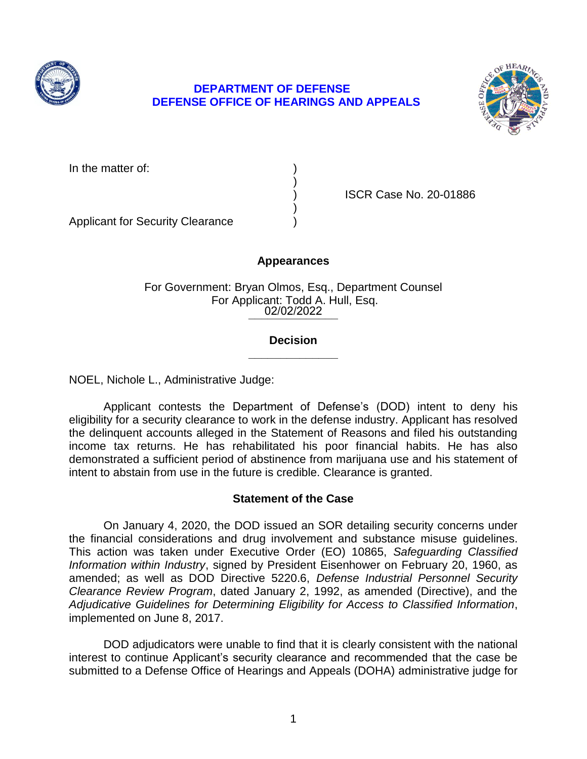**DEPARTMENT OF DEFENSE**
**DEFENSE OFFICE OF HEARINGS AND APPEALS**

In the matter of: )
)
) ISCR Case No. 20-01886
)
Applicant for Security Clearance )

## Appearances

For Government: Bryan Olmos, Esq., Department Counsel
For Applicant: Todd A. Hull, Esq.

02/02/2022

______________

## Decision

______________

NOEL, Nichole L., Administrative Judge:

Applicant contests the Department of Defense's (DOD) intent to deny his eligibility for a security clearance to work in the defense industry. Applicant has resolved the delinquent accounts alleged in the Statement of Reasons and filed his outstanding income tax returns. He has rehabilitated his poor financial habits. He has also demonstrated a sufficient period of abstinence from marijuana use and his statement of intent to abstain from use in the future is credible. Clearance is granted.

## Statement of the Case

On January 4, 2020, the DOD issued an SOR detailing security concerns under the financial considerations and drug involvement and substance misuse guidelines. This action was taken under Executive Order (EO) 10865, *Safeguarding Classified Information within Industry*, signed by President Eisenhower on February 20, 1960, as amended; as well as DOD Directive 5220.6, *Defense Industrial Personnel Security Clearance Review Program*, dated January 2, 1992, as amended (Directive), and the *Adjudicative Guidelines for Determining Eligibility for Access to Classified Information*, implemented on June 8, 2017.

DOD adjudicators were unable to find that it is clearly consistent with the national interest to continue Applicant's security clearance and recommended that the case be submitted to a Defense Office of Hearings and Appeals (DOHA) administrative judge for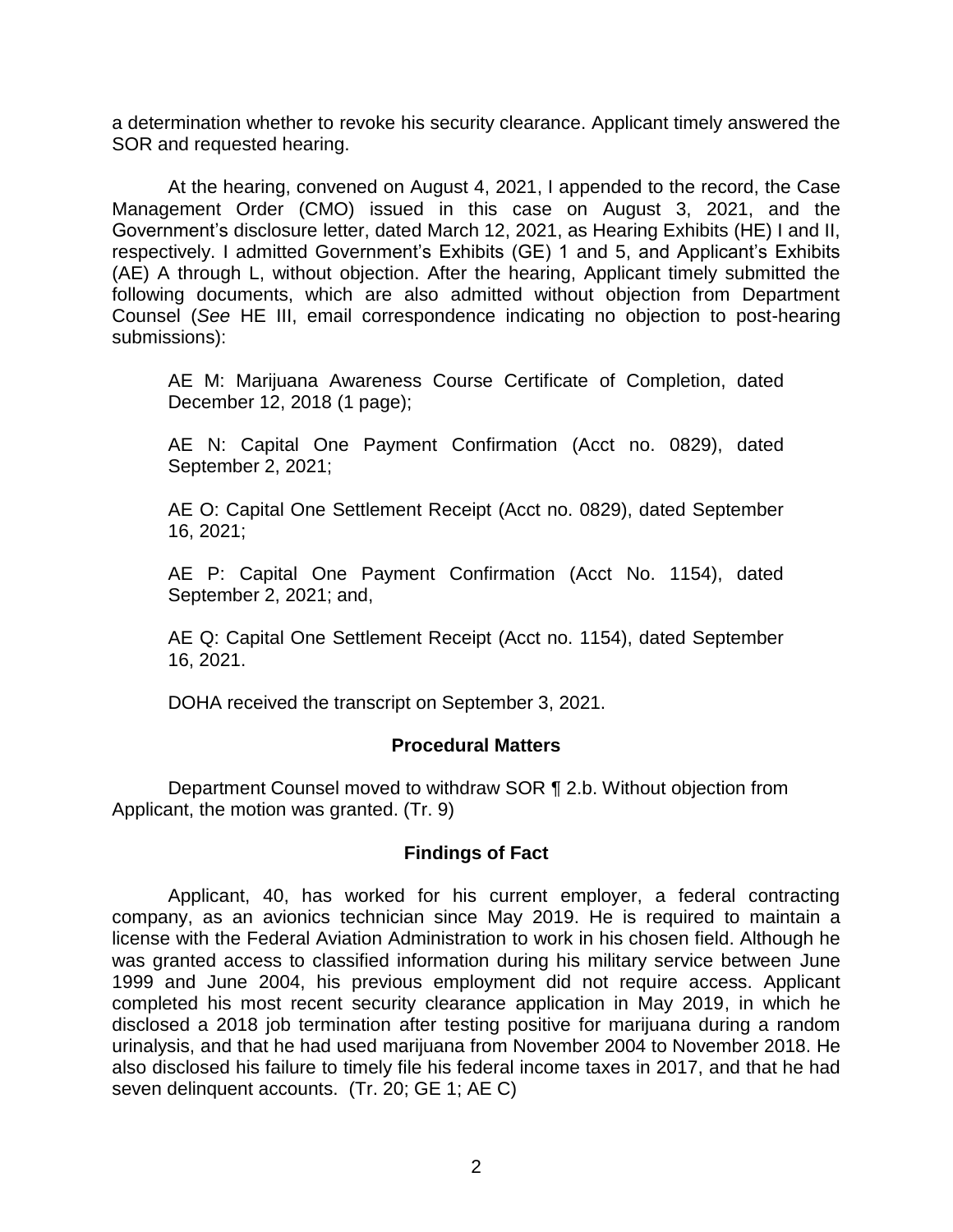a determination whether to revoke his security clearance. Applicant timely answered the SOR and requested hearing.

At the hearing, convened on August 4, 2021, I appended to the record, the Case Management Order (CMO) issued in this case on August 3, 2021, and the Government's disclosure letter, dated March 12, 2021, as Hearing Exhibits (HE) I and II, respectively. I admitted Government's Exhibits (GE) 1 and 5, and Applicant's Exhibits (AE) A through L, without objection. After the hearing, Applicant timely submitted the following documents, which are also admitted without objection from Department Counsel (*See* HE III, email correspondence indicating no objection to post-hearing submissions):

> AE M: Marijuana Awareness Course Certificate of Completion, dated December 12, 2018 (1 page);
>
> AE N: Capital One Payment Confirmation (Acct no. 0829), dated September 2, 2021;
>
> AE O: Capital One Settlement Receipt (Acct no. 0829), dated September 16, 2021;
>
> AE P: Capital One Payment Confirmation (Acct No. 1154), dated September 2, 2021; and,
>
> AE Q: Capital One Settlement Receipt (Acct no. 1154), dated September 16, 2021.

DOHA received the transcript on September 3, 2021.

## Procedural Matters

Department Counsel moved to withdraw SOR ¶ 2.b. Without objection from Applicant, the motion was granted. (Tr. 9)

## Findings of Fact

Applicant, 40, has worked for his current employer, a federal contracting company, as an avionics technician since May 2019. He is required to maintain a license with the Federal Aviation Administration to work in his chosen field. Although he was granted access to classified information during his military service between June 1999 and June 2004, his previous employment did not require access. Applicant completed his most recent security clearance application in May 2019, in which he disclosed a 2018 job termination after testing positive for marijuana during a random urinalysis, and that he had used marijuana from November 2004 to November 2018. He also disclosed his failure to timely file his federal income taxes in 2017, and that he had seven delinquent accounts. (Tr. 20; GE 1; AE C)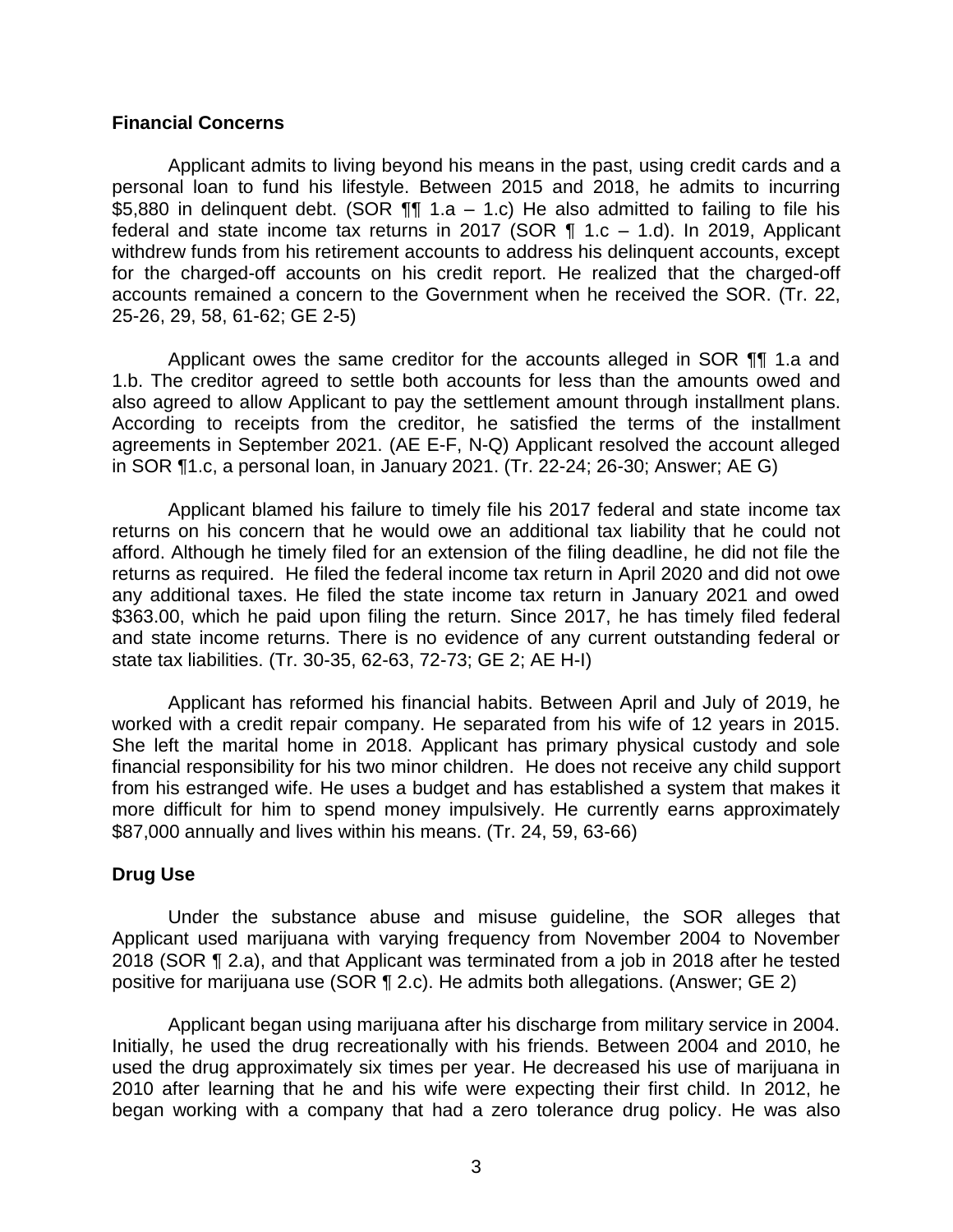**Financial Concerns**

Applicant admits to living beyond his means in the past, using credit cards and a personal loan to fund his lifestyle. Between 2015 and 2018, he admits to incurring $5,880 in delinquent debt. (SOR ¶¶ 1.a – 1.c) He also admitted to failing to file his federal and state income tax returns in 2017 (SOR ¶ 1.c – 1.d). In 2019, Applicant withdrew funds from his retirement accounts to address his delinquent accounts, except for the charged-off accounts on his credit report. He realized that the charged-off accounts remained a concern to the Government when he received the SOR. (Tr. 22, 25-26, 29, 58, 61-62; GE 2-5)

Applicant owes the same creditor for the accounts alleged in SOR ¶¶ 1.a and 1.b. The creditor agreed to settle both accounts for less than the amounts owed and also agreed to allow Applicant to pay the settlement amount through installment plans. According to receipts from the creditor, he satisfied the terms of the installment agreements in September 2021. (AE E-F, N-Q) Applicant resolved the account alleged in SOR ¶1.c, a personal loan, in January 2021. (Tr. 22-24; 26-30; Answer; AE G)

Applicant blamed his failure to timely file his 2017 federal and state income tax returns on his concern that he would owe an additional tax liability that he could not afford. Although he timely filed for an extension of the filing deadline, he did not file the returns as required. He filed the federal income tax return in April 2020 and did not owe any additional taxes. He filed the state income tax return in January 2021 and owed $363.00, which he paid upon filing the return. Since 2017, he has timely filed federal and state income returns. There is no evidence of any current outstanding federal or state tax liabilities. (Tr. 30-35, 62-63, 72-73; GE 2; AE H-I)

Applicant has reformed his financial habits. Between April and July of 2019, he worked with a credit repair company. He separated from his wife of 12 years in 2015. She left the marital home in 2018. Applicant has primary physical custody and sole financial responsibility for his two minor children. He does not receive any child support from his estranged wife. He uses a budget and has established a system that makes it more difficult for him to spend money impulsively. He currently earns approximately $87,000 annually and lives within his means. (Tr. 24, 59, 63-66)

**Drug Use**

Under the substance abuse and misuse guideline, the SOR alleges that Applicant used marijuana with varying frequency from November 2004 to November 2018 (SOR ¶ 2.a), and that Applicant was terminated from a job in 2018 after he tested positive for marijuana use (SOR ¶ 2.c). He admits both allegations. (Answer; GE 2)

Applicant began using marijuana after his discharge from military service in 2004. Initially, he used the drug recreationally with his friends. Between 2004 and 2010, he used the drug approximately six times per year. He decreased his use of marijuana in 2010 after learning that he and his wife were expecting their first child. In 2012, he began working with a company that had a zero tolerance drug policy. He was also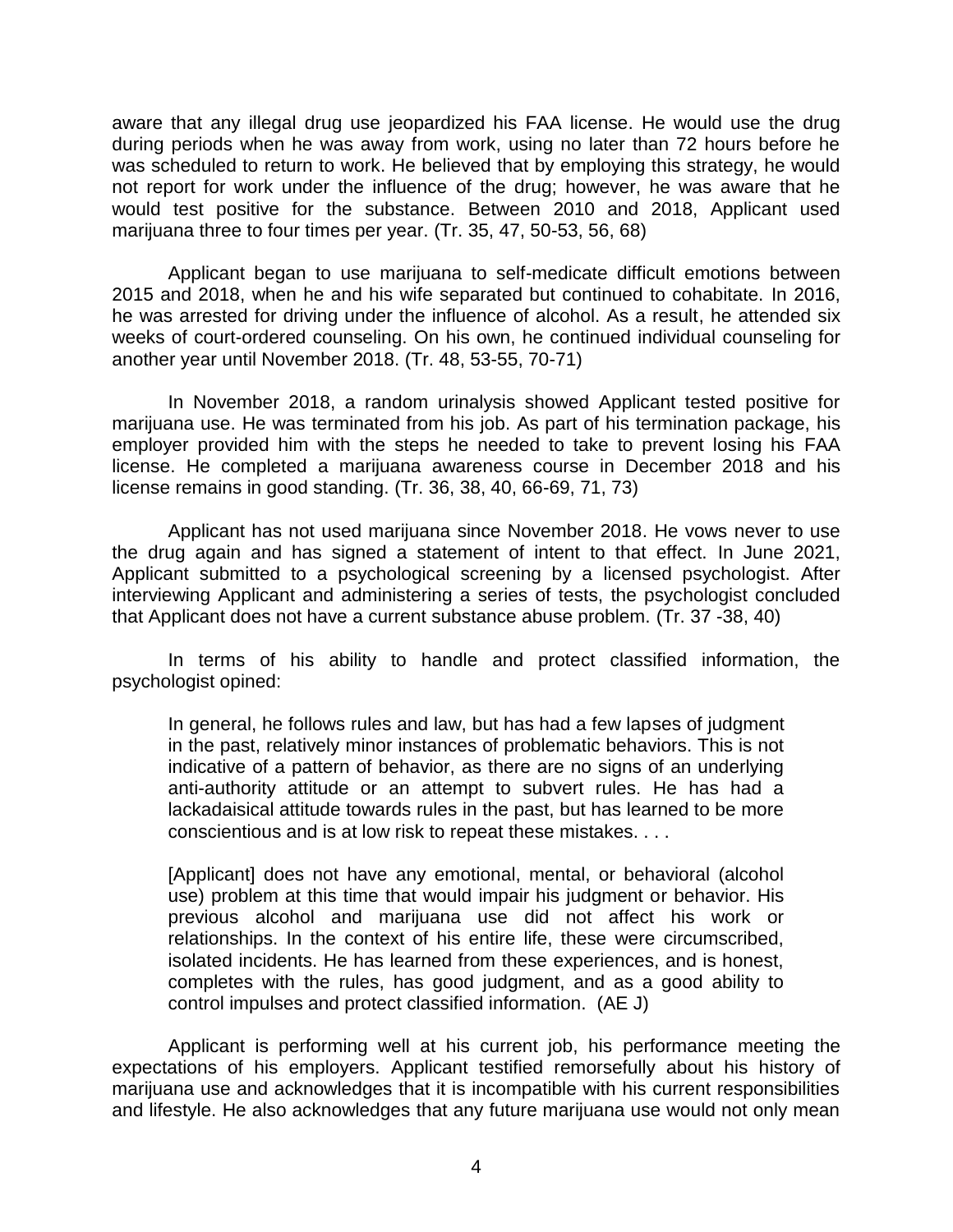aware that any illegal drug use jeopardized his FAA license. He would use the drug during periods when he was away from work, using no later than 72 hours before he was scheduled to return to work. He believed that by employing this strategy, he would not report for work under the influence of the drug; however, he was aware that he would test positive for the substance. Between 2010 and 2018, Applicant used marijuana three to four times per year. (Tr. 35, 47, 50-53, 56, 68)

Applicant began to use marijuana to self-medicate difficult emotions between 2015 and 2018, when he and his wife separated but continued to cohabitate. In 2016, he was arrested for driving under the influence of alcohol. As a result, he attended six weeks of court-ordered counseling. On his own, he continued individual counseling for another year until November 2018. (Tr. 48, 53-55, 70-71)

In November 2018, a random urinalysis showed Applicant tested positive for marijuana use. He was terminated from his job. As part of his termination package, his employer provided him with the steps he needed to take to prevent losing his FAA license. He completed a marijuana awareness course in December 2018 and his license remains in good standing. (Tr. 36, 38, 40, 66-69, 71, 73)

Applicant has not used marijuana since November 2018. He vows never to use the drug again and has signed a statement of intent to that effect. In June 2021, Applicant submitted to a psychological screening by a licensed psychologist. After interviewing Applicant and administering a series of tests, the psychologist concluded that Applicant does not have a current substance abuse problem. (Tr. 37 -38, 40)

In terms of his ability to handle and protect classified information, the psychologist opined:

> In general, he follows rules and law, but has had a few lapses of judgment in the past, relatively minor instances of problematic behaviors. This is not indicative of a pattern of behavior, as there are no signs of an underlying anti-authority attitude or an attempt to subvert rules. He has had a lackadaisical attitude towards rules in the past, but has learned to be more conscientious and is at low risk to repeat these mistakes. . . .
>
> [Applicant] does not have any emotional, mental, or behavioral (alcohol use) problem at this time that would impair his judgment or behavior. His previous alcohol and marijuana use did not affect his work or relationships. In the context of his entire life, these were circumscribed, isolated incidents. He has learned from these experiences, and is honest, completes with the rules, has good judgment, and as a good ability to control impulses and protect classified information. (AE J)

Applicant is performing well at his current job, his performance meeting the expectations of his employers. Applicant testified remorsefully about his history of marijuana use and acknowledges that it is incompatible with his current responsibilities and lifestyle. He also acknowledges that any future marijuana use would not only mean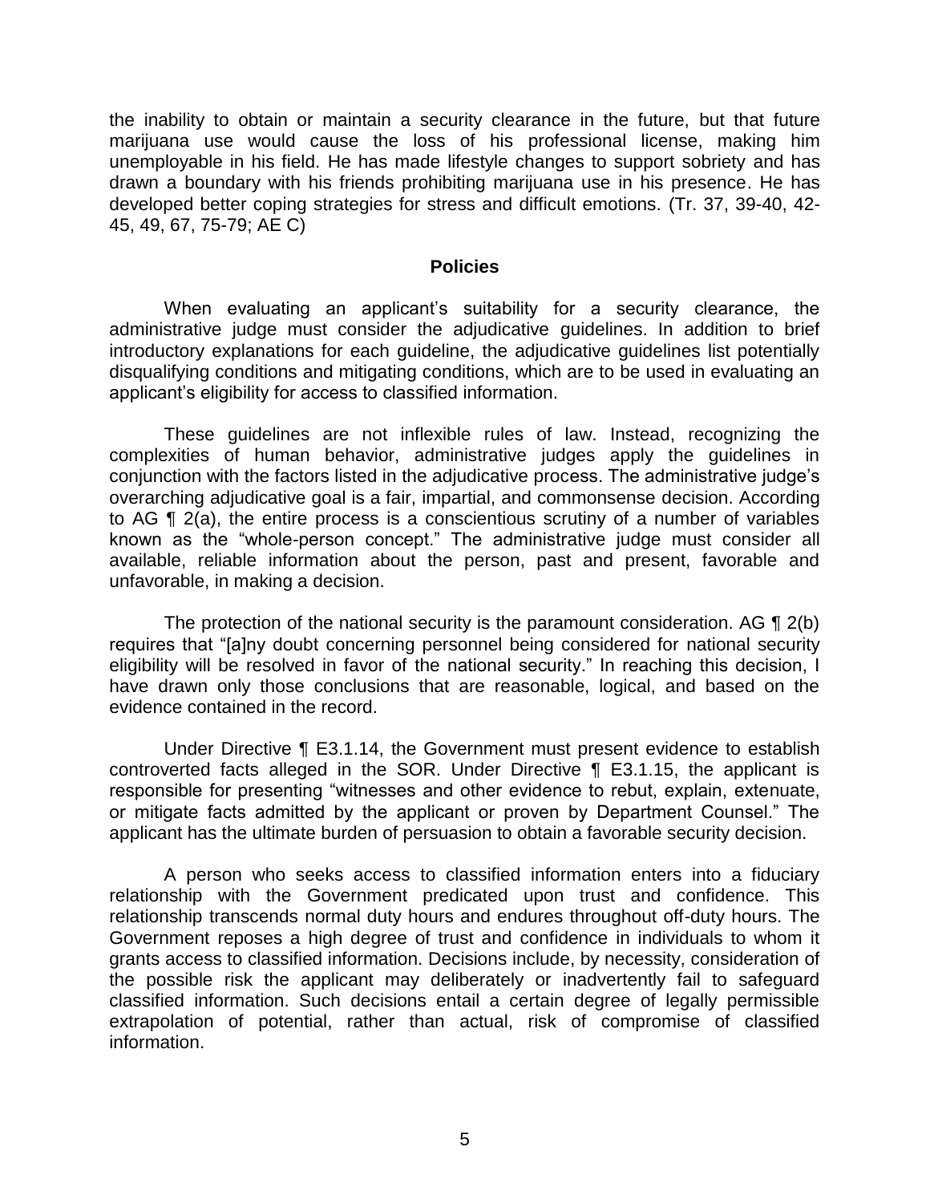the inability to obtain or maintain a security clearance in the future, but that future marijuana use would cause the loss of his professional license, making him unemployable in his field. He has made lifestyle changes to support sobriety and has drawn a boundary with his friends prohibiting marijuana use in his presence. He has developed better coping strategies for stress and difficult emotions. (Tr. 37, 39-40, 42-45, 49, 67, 75-79; AE C)

## Policies

When evaluating an applicant's suitability for a security clearance, the administrative judge must consider the adjudicative guidelines. In addition to brief introductory explanations for each guideline, the adjudicative guidelines list potentially disqualifying conditions and mitigating conditions, which are to be used in evaluating an applicant's eligibility for access to classified information.

These guidelines are not inflexible rules of law. Instead, recognizing the complexities of human behavior, administrative judges apply the guidelines in conjunction with the factors listed in the adjudicative process. The administrative judge's overarching adjudicative goal is a fair, impartial, and commonsense decision. According to AG ¶ 2(a), the entire process is a conscientious scrutiny of a number of variables known as the "whole-person concept." The administrative judge must consider all available, reliable information about the person, past and present, favorable and unfavorable, in making a decision.

The protection of the national security is the paramount consideration. AG ¶ 2(b) requires that "[a]ny doubt concerning personnel being considered for national security eligibility will be resolved in favor of the national security." In reaching this decision, I have drawn only those conclusions that are reasonable, logical, and based on the evidence contained in the record.

Under Directive ¶ E3.1.14, the Government must present evidence to establish controverted facts alleged in the SOR. Under Directive ¶ E3.1.15, the applicant is responsible for presenting "witnesses and other evidence to rebut, explain, extenuate, or mitigate facts admitted by the applicant or proven by Department Counsel." The applicant has the ultimate burden of persuasion to obtain a favorable security decision.

A person who seeks access to classified information enters into a fiduciary relationship with the Government predicated upon trust and confidence. This relationship transcends normal duty hours and endures throughout off-duty hours. The Government reposes a high degree of trust and confidence in individuals to whom it grants access to classified information. Decisions include, by necessity, consideration of the possible risk the applicant may deliberately or inadvertently fail to safeguard classified information. Such decisions entail a certain degree of legally permissible extrapolation of potential, rather than actual, risk of compromise of classified information.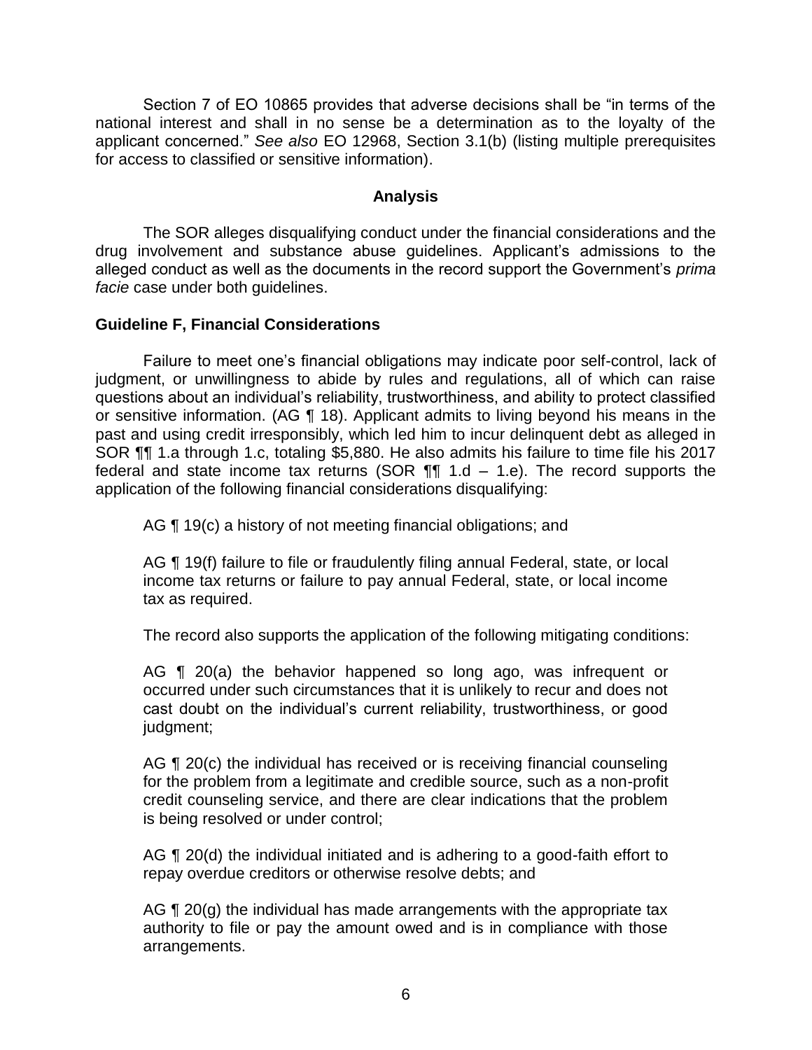Section 7 of EO 10865 provides that adverse decisions shall be "in terms of the national interest and shall in no sense be a determination as to the loyalty of the applicant concerned." *See also* EO 12968, Section 3.1(b) (listing multiple prerequisites for access to classified or sensitive information).

## Analysis

The SOR alleges disqualifying conduct under the financial considerations and the drug involvement and substance abuse guidelines. Applicant's admissions to the alleged conduct as well as the documents in the record support the Government's *prima facie* case under both guidelines.

### Guideline F, Financial Considerations

Failure to meet one's financial obligations may indicate poor self-control, lack of judgment, or unwillingness to abide by rules and regulations, all of which can raise questions about an individual's reliability, trustworthiness, and ability to protect classified or sensitive information. (AG ¶ 18). Applicant admits to living beyond his means in the past and using credit irresponsibly, which led him to incur delinquent debt as alleged in SOR ¶¶ 1.a through 1.c, totaling $5,880. He also admits his failure to time file his 2017 federal and state income tax returns (SOR ¶¶ 1.d – 1.e). The record supports the application of the following financial considerations disqualifying:

> AG ¶ 19(c) a history of not meeting financial obligations; and
>
> AG ¶ 19(f) failure to file or fraudulently filing annual Federal, state, or local income tax returns or failure to pay annual Federal, state, or local income tax as required.

The record also supports the application of the following mitigating conditions:

> AG ¶ 20(a) the behavior happened so long ago, was infrequent or occurred under such circumstances that it is unlikely to recur and does not cast doubt on the individual's current reliability, trustworthiness, or good judgment;
>
> AG ¶ 20(c) the individual has received or is receiving financial counseling for the problem from a legitimate and credible source, such as a non-profit credit counseling service, and there are clear indications that the problem is being resolved or under control;
>
> AG ¶ 20(d) the individual initiated and is adhering to a good-faith effort to repay overdue creditors or otherwise resolve debts; and
>
> AG ¶ 20(g) the individual has made arrangements with the appropriate tax authority to file or pay the amount owed and is in compliance with those arrangements.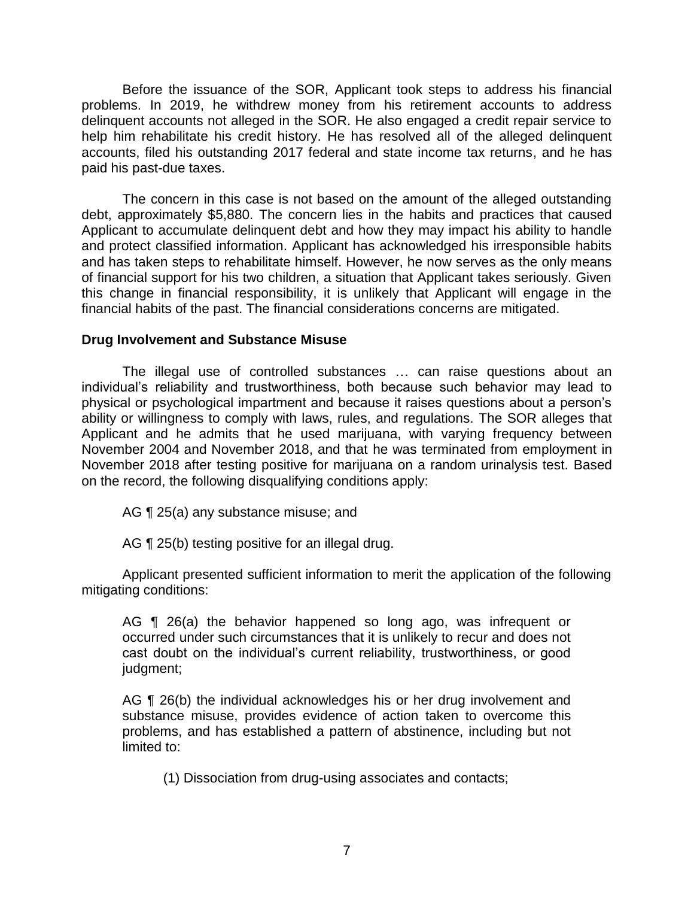Before the issuance of the SOR, Applicant took steps to address his financial problems. In 2019, he withdrew money from his retirement accounts to address delinquent accounts not alleged in the SOR. He also engaged a credit repair service to help him rehabilitate his credit history. He has resolved all of the alleged delinquent accounts, filed his outstanding 2017 federal and state income tax returns, and he has paid his past-due taxes.

The concern in this case is not based on the amount of the alleged outstanding debt, approximately $5,880. The concern lies in the habits and practices that caused Applicant to accumulate delinquent debt and how they may impact his ability to handle and protect classified information. Applicant has acknowledged his irresponsible habits and has taken steps to rehabilitate himself. However, he now serves as the only means of financial support for his two children, a situation that Applicant takes seriously. Given this change in financial responsibility, it is unlikely that Applicant will engage in the financial habits of the past. The financial considerations concerns are mitigated.

**Drug Involvement and Substance Misuse**

The illegal use of controlled substances … can raise questions about an individual's reliability and trustworthiness, both because such behavior may lead to physical or psychological impartment and because it raises questions about a person's ability or willingness to comply with laws, rules, and regulations. The SOR alleges that Applicant and he admits that he used marijuana, with varying frequency between November 2004 and November 2018, and that he was terminated from employment in November 2018 after testing positive for marijuana on a random urinalysis test. Based on the record, the following disqualifying conditions apply:

AG ¶ 25(a) any substance misuse; and

AG ¶ 25(b) testing positive for an illegal drug.

Applicant presented sufficient information to merit the application of the following mitigating conditions:

> AG ¶ 26(a) the behavior happened so long ago, was infrequent or occurred under such circumstances that it is unlikely to recur and does not cast doubt on the individual's current reliability, trustworthiness, or good judgment;
>
> AG ¶ 26(b) the individual acknowledges his or her drug involvement and substance misuse, provides evidence of action taken to overcome this problems, and has established a pattern of abstinence, including but not limited to:
>
> (1) Dissociation from drug-using associates and contacts;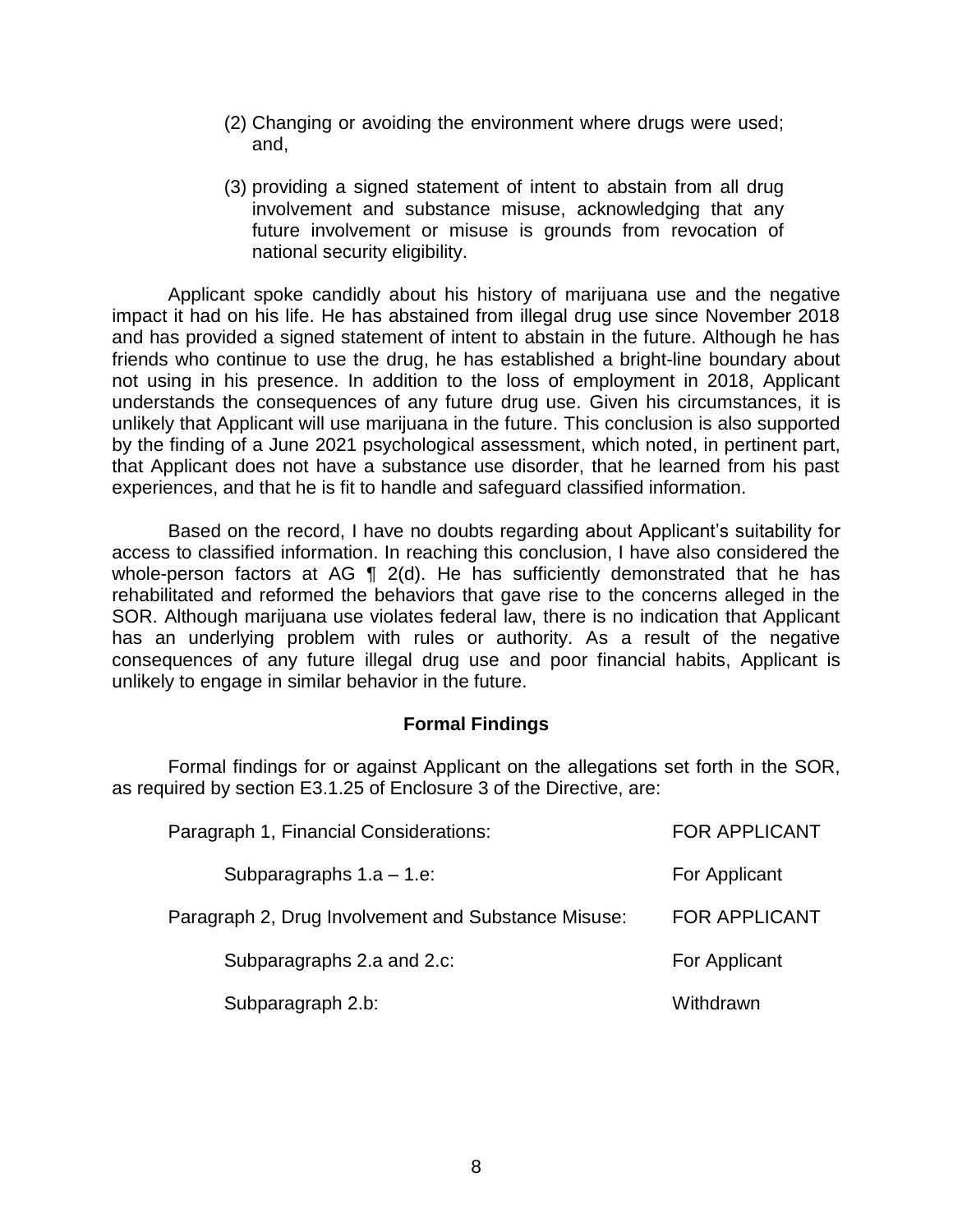(2) Changing or avoiding the environment where drugs were used; and,

(3) providing a signed statement of intent to abstain from all drug involvement and substance misuse, acknowledging that any future involvement or misuse is grounds from revocation of national security eligibility.

Applicant spoke candidly about his history of marijuana use and the negative impact it had on his life. He has abstained from illegal drug use since November 2018 and has provided a signed statement of intent to abstain in the future. Although he has friends who continue to use the drug, he has established a bright-line boundary about not using in his presence. In addition to the loss of employment in 2018, Applicant understands the consequences of any future drug use. Given his circumstances, it is unlikely that Applicant will use marijuana in the future. This conclusion is also supported by the finding of a June 2021 psychological assessment, which noted, in pertinent part, that Applicant does not have a substance use disorder, that he learned from his past experiences, and that he is fit to handle and safeguard classified information.

Based on the record, I have no doubts regarding about Applicant's suitability for access to classified information. In reaching this conclusion, I have also considered the whole-person factors at AG ¶ 2(d). He has sufficiently demonstrated that he has rehabilitated and reformed the behaviors that gave rise to the concerns alleged in the SOR. Although marijuana use violates federal law, there is no indication that Applicant has an underlying problem with rules or authority. As a result of the negative consequences of any future illegal drug use and poor financial habits, Applicant is unlikely to engage in similar behavior in the future.

## Formal Findings

Formal findings for or against Applicant on the allegations set forth in the SOR, as required by section E3.1.25 of Enclosure 3 of the Directive, are:

| | |
|---|---|
| Paragraph 1, Financial Considerations: | FOR APPLICANT |
| Subparagraphs 1.a – 1.e: | For Applicant |
| Paragraph 2, Drug Involvement and Substance Misuse: | FOR APPLICANT |
| Subparagraphs 2.a and 2.c: | For Applicant |
| Subparagraph 2.b: | Withdrawn |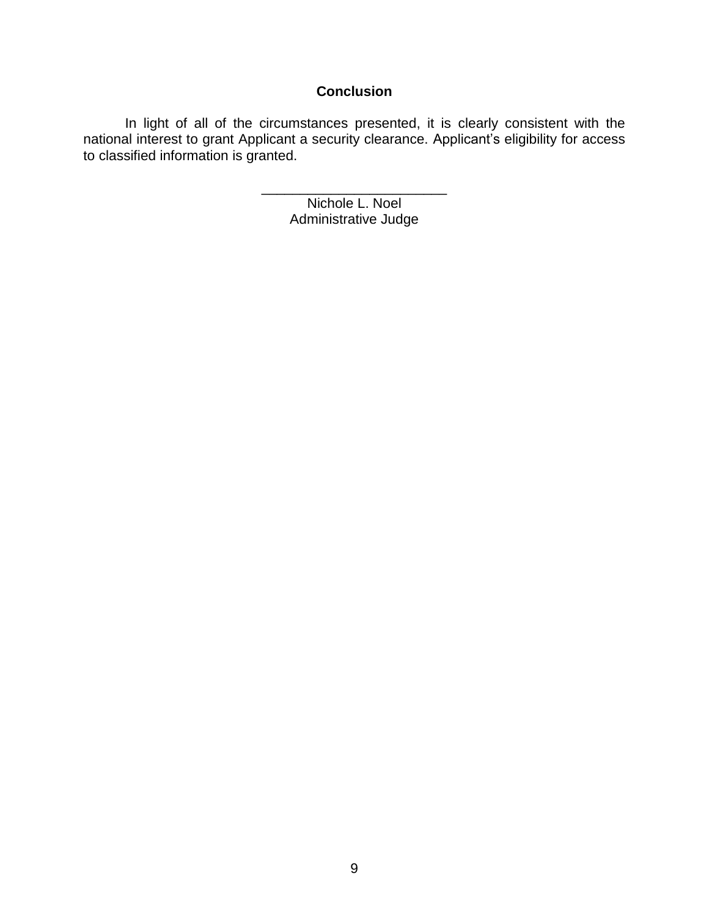## Conclusion

In light of all of the circumstances presented, it is clearly consistent with the national interest to grant Applicant a security clearance. Applicant's eligibility for access to classified information is granted.

________________________
Nichole L. Noel
Administrative Judge